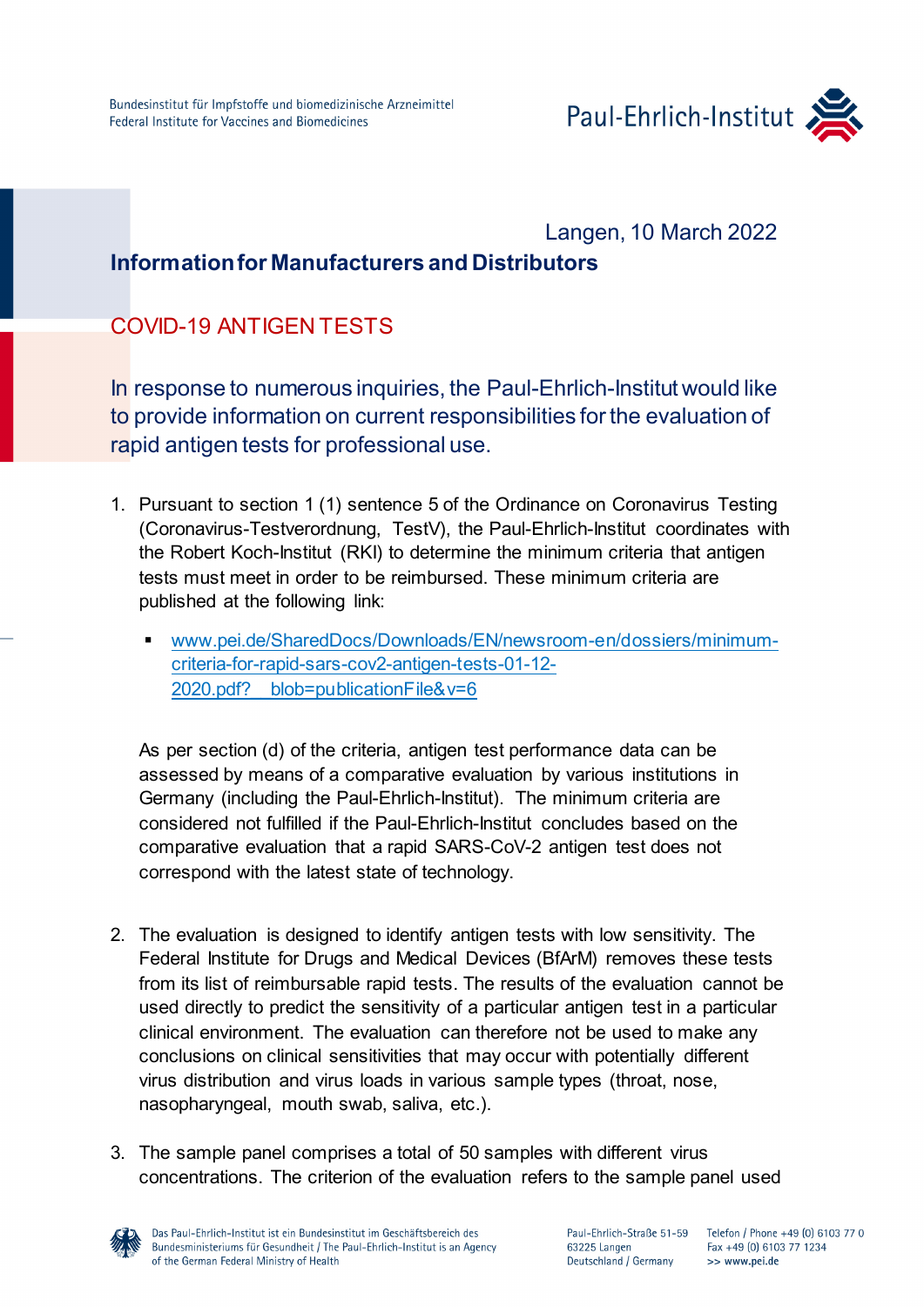Bundesinstitut für Impfstoffe und biomedizinische Arzneimittel
Federal Institute for Vaccines and Biomedicines

Paul-Ehrlich-Institut

Langen, 10 March 2022

## Information for Manufacturers and Distributors

# COVID-19 ANTIGEN TESTS

In response to numerous inquiries, the Paul-Ehrlich-Institut would like to provide information on current responsibilities for the evaluation of rapid antigen tests for professional use.

1. Pursuant to section 1 (1) sentence 5 of the Ordinance on Coronavirus Testing (Coronavirus-Testverordnung, TestV), the Paul-Ehrlich-Institut coordinates with the Robert Koch-Institut (RKI) to determine the minimum criteria that antigen tests must meet in order to be reimbursed. These minimum criteria are published at the following link:

   - www.pei.de/SharedDocs/Downloads/EN/newsroom-en/dossiers/minimum-criteria-for-rapid-sars-cov2-antigen-tests-01-12-2020.pdf?__blob=publicationFile&v=6

   As per section (d) of the criteria, antigen test performance data can be assessed by means of a comparative evaluation by various institutions in Germany (including the Paul-Ehrlich-Institut). The minimum criteria are considered not fulfilled if the Paul-Ehrlich-Institut concludes based on the comparative evaluation that a rapid SARS-CoV-2 antigen test does not correspond with the latest state of technology.

2. The evaluation is designed to identify antigen tests with low sensitivity. The Federal Institute for Drugs and Medical Devices (BfArM) removes these tests from its list of reimbursable rapid tests. The results of the evaluation cannot be used directly to predict the sensitivity of a particular antigen test in a particular clinical environment. The evaluation can therefore not be used to make any conclusions on clinical sensitivities that may occur with potentially different virus distribution and virus loads in various sample types (throat, nose, nasopharyngeal, mouth swab, saliva, etc.).

3. The sample panel comprises a total of 50 samples with different virus concentrations. The criterion of the evaluation refers to the sample panel used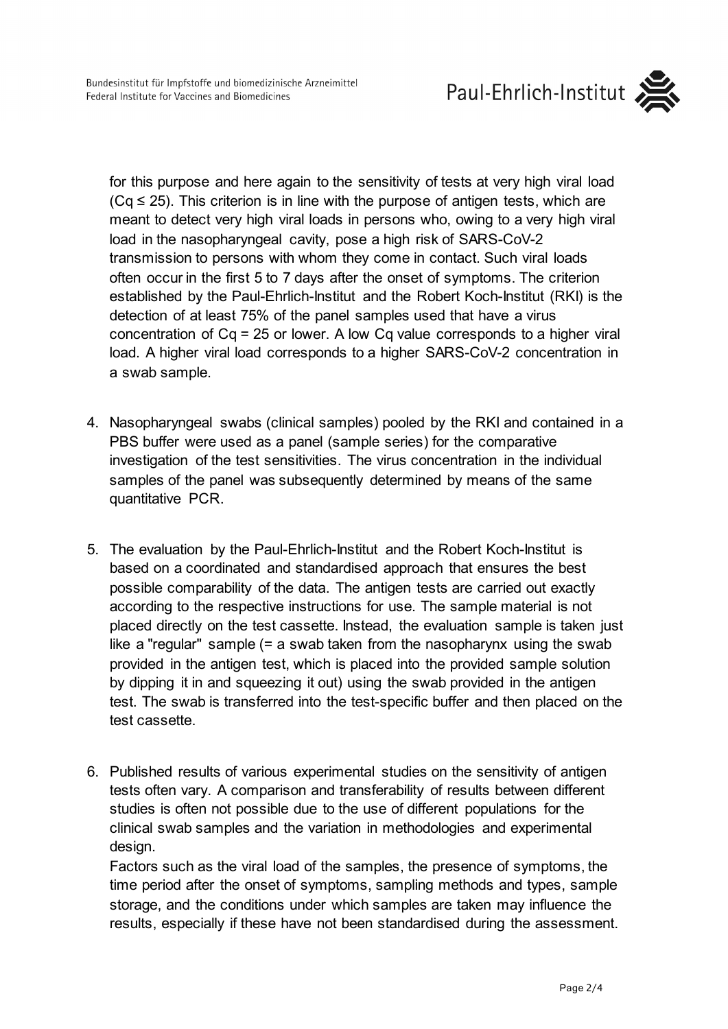for this purpose and here again to the sensitivity of tests at very high viral load ($Cq \leq 25$). This criterion is in line with the purpose of antigen tests, which are meant to detect very high viral loads in persons who, owing to a very high viral load in the nasopharyngeal cavity, pose a high risk of SARS-CoV-2 transmission to persons with whom they come in contact. Such viral loads often occur in the first 5 to 7 days after the onset of symptoms. The criterion established by the Paul-Ehrlich-Institut and the Robert Koch-Institut (RKI) is the detection of at least 75% of the panel samples used that have a virus concentration of $Cq = 25$ or lower. A low Cq value corresponds to a higher viral load. A higher viral load corresponds to a higher SARS-CoV-2 concentration in a swab sample.

4. Nasopharyngeal swabs (clinical samples) pooled by the RKI and contained in a PBS buffer were used as a panel (sample series) for the comparative investigation of the test sensitivities. The virus concentration in the individual samples of the panel was subsequently determined by means of the same quantitative PCR.

5. The evaluation by the Paul-Ehrlich-Institut and the Robert Koch-Institut is based on a coordinated and standardised approach that ensures the best possible comparability of the data. The antigen tests are carried out exactly according to the respective instructions for use. The sample material is not placed directly on the test cassette. Instead, the evaluation sample is taken just like a "regular" sample (= a swab taken from the nasopharynx using the swab provided in the antigen test, which is placed into the provided sample solution by dipping it in and squeezing it out) using the swab provided in the antigen test. The swab is transferred into the test-specific buffer and then placed on the test cassette.

6. Published results of various experimental studies on the sensitivity of antigen tests often vary. A comparison and transferability of results between different studies is often not possible due to the use of different populations for the clinical swab samples and the variation in methodologies and experimental design.
   Factors such as the viral load of the samples, the presence of symptoms, the time period after the onset of symptoms, sampling methods and types, sample storage, and the conditions under which samples are taken may influence the results, especially if these have not been standardised during the assessment.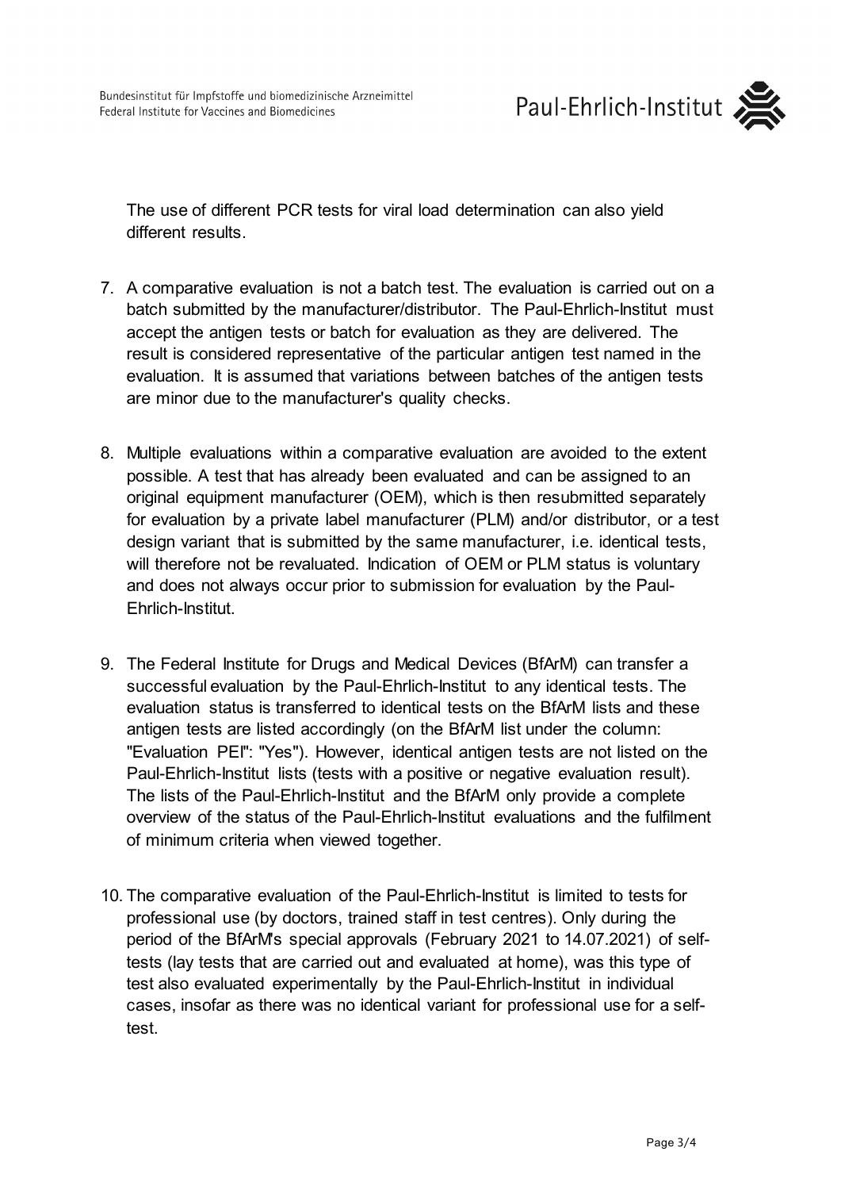The use of different PCR tests for viral load determination can also yield different results.

7. A comparative evaluation is not a batch test. The evaluation is carried out on a batch submitted by the manufacturer/distributor. The Paul-Ehrlich-Institut must accept the antigen tests or batch for evaluation as they are delivered. The result is considered representative of the particular antigen test named in the evaluation. It is assumed that variations between batches of the antigen tests are minor due to the manufacturer's quality checks.

8. Multiple evaluations within a comparative evaluation are avoided to the extent possible. A test that has already been evaluated and can be assigned to an original equipment manufacturer (OEM), which is then resubmitted separately for evaluation by a private label manufacturer (PLM) and/or distributor, or a test design variant that is submitted by the same manufacturer, i.e. identical tests, will therefore not be revaluated. Indication of OEM or PLM status is voluntary and does not always occur prior to submission for evaluation by the Paul-Ehrlich-Institut.

9. The Federal Institute for Drugs and Medical Devices (BfArM) can transfer a successful evaluation by the Paul-Ehrlich-Institut to any identical tests. The evaluation status is transferred to identical tests on the BfArM lists and these antigen tests are listed accordingly (on the BfArM list under the column: "Evaluation PEI": "Yes"). However, identical antigen tests are not listed on the Paul-Ehrlich-Institut lists (tests with a positive or negative evaluation result). The lists of the Paul-Ehrlich-Institut and the BfArM only provide a complete overview of the status of the Paul-Ehrlich-Institut evaluations and the fulfilment of minimum criteria when viewed together.

10. The comparative evaluation of the Paul-Ehrlich-Institut is limited to tests for professional use (by doctors, trained staff in test centres). Only during the period of the BfArM's special approvals (February 2021 to 14.07.2021) of self-tests (lay tests that are carried out and evaluated at home), was this type of test also evaluated experimentally by the Paul-Ehrlich-Institut in individual cases, insofar as there was no identical variant for professional use for a self-test.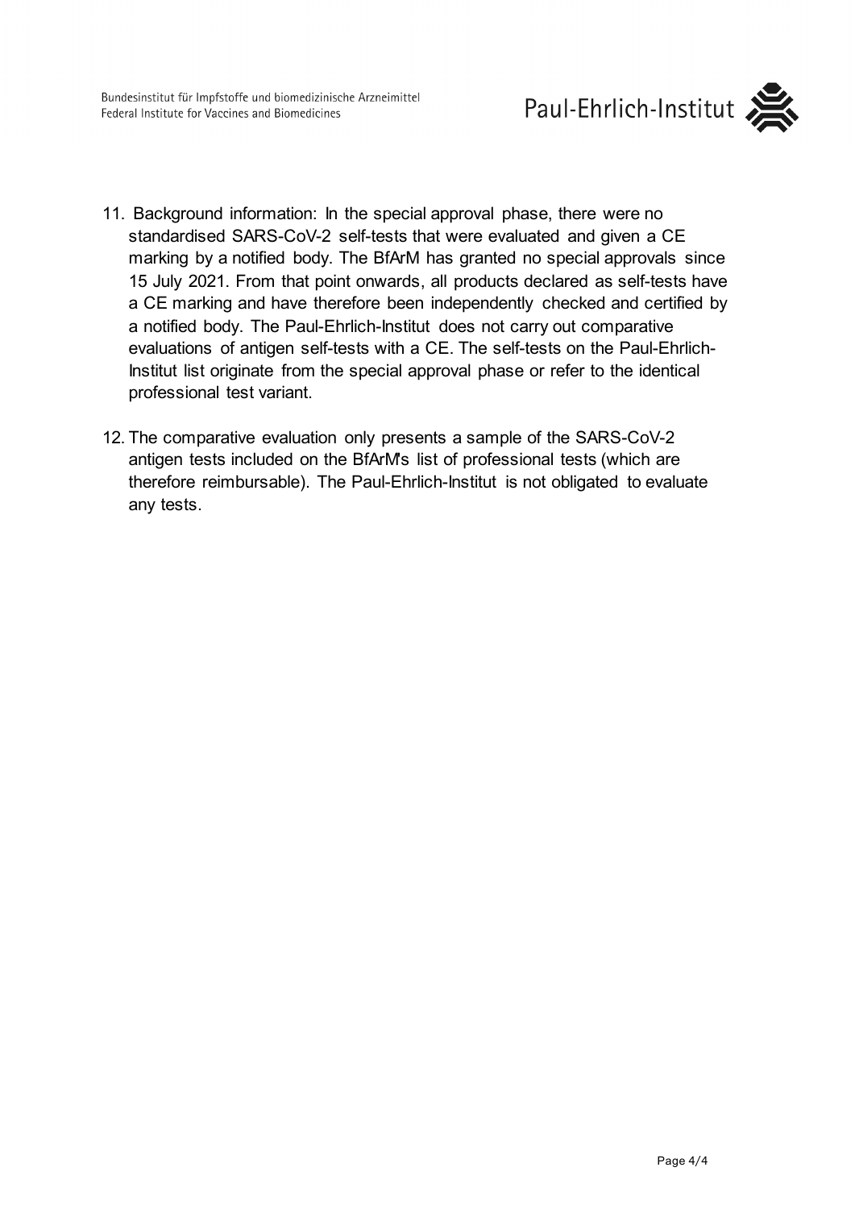11. Background information: In the special approval phase, there were no standardised SARS-CoV-2 self-tests that were evaluated and given a CE marking by a notified body. The BfArM has granted no special approvals since 15 July 2021. From that point onwards, all products declared as self-tests have a CE marking and have therefore been independently checked and certified by a notified body. The Paul-Ehrlich-Institut does not carry out comparative evaluations of antigen self-tests with a CE. The self-tests on the Paul-Ehrlich-Institut list originate from the special approval phase or refer to the identical professional test variant.

12. The comparative evaluation only presents a sample of the SARS-CoV-2 antigen tests included on the BfArM's list of professional tests (which are therefore reimbursable). The Paul-Ehrlich-Institut is not obligated to evaluate any tests.